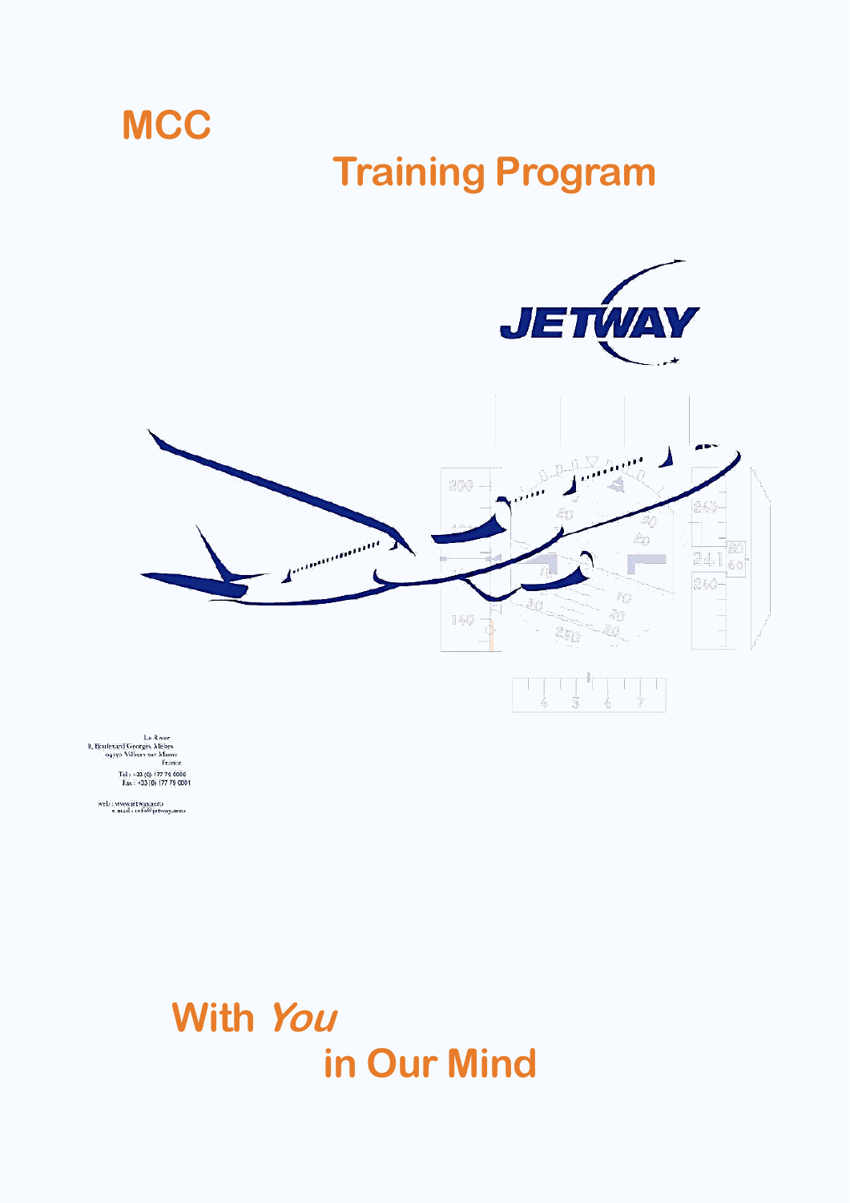# MCC

# Training Program

JETWAY

Le Rover
9, Boulevard Georges Méliès
94350 Villiers sur Marne
France

Tel : +33 (0) 177 79 6080
Fax : +33 (0) 177 79 0081

web : www.jetway.aero
e mail : info@jetway.aero

## With *You* in Our Mind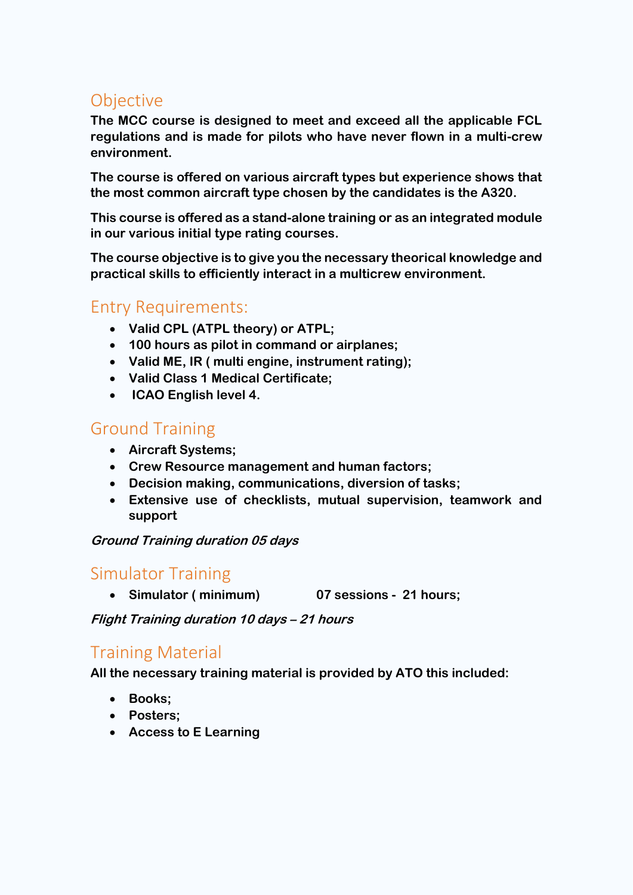## Objective

**The MCC course is designed to meet and exceed all the applicable FCL regulations and is made for pilots who have never flown in a multi-crew environment.**

**The course is offered on various aircraft types but experience shows that the most common aircraft type chosen by the candidates is the A320.**

**This course is offered as a stand-alone training or as an integrated module in our various initial type rating courses.**

**The course objective is to give you the necessary theorical knowledge and practical skills to efficiently interact in a multicrew environment.**

## Entry Requirements:

- **Valid CPL (ATPL theory) or ATPL;**
- **100 hours as pilot in command or airplanes;**
- **Valid ME, IR ( multi engine, instrument rating);**
- **Valid Class 1 Medical Certificate;**
- **ICAO English level 4.**

## Ground Training

- **Aircraft Systems;**
- **Crew Resource management and human factors;**
- **Decision making, communications, diversion of tasks;**
- **Extensive use of checklists, mutual supervision, teamwork and support**

***Ground Training duration 05 days***

## Simulator Training

- **Simulator ( minimum) 07 sessions - 21 hours;**

***Flight Training duration 10 days – 21 hours***

## Training Material

**All the necessary training material is provided by ATO this included:**

- **Books;**
- **Posters;**
- **Access to E Learning**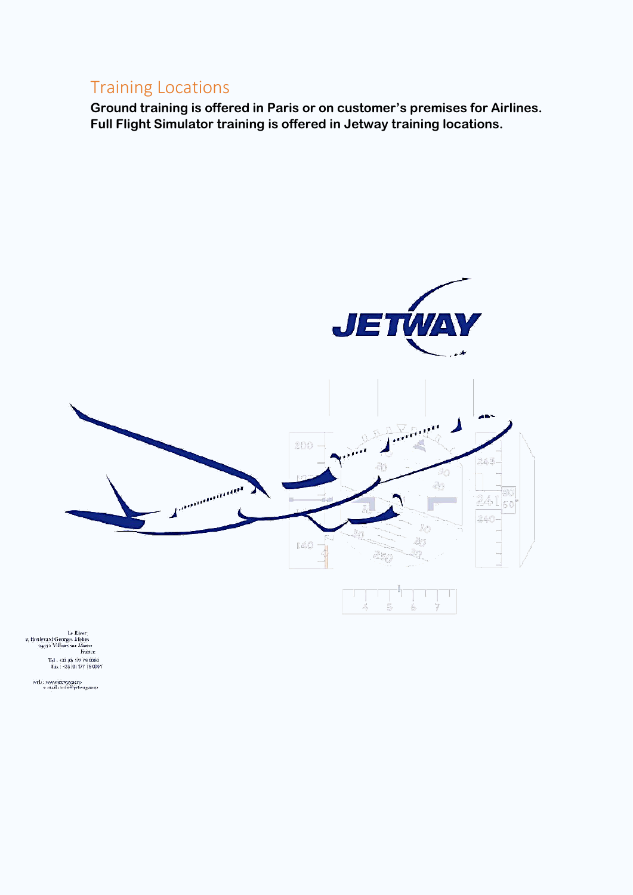## Training Locations

**Ground training is offered in Paris or on customer's premises for Airlines.**
**Full Flight Simulator training is offered in Jetway training locations.**

Le River
9, Boulevard Georges Méliès
94350 Villiers sur Marne
France

Tel : +33 (0) 177 79 0080
Fax : +33 (0) 177 79 0081

web : www.jetway.aero
e mail : info@jetway.aero